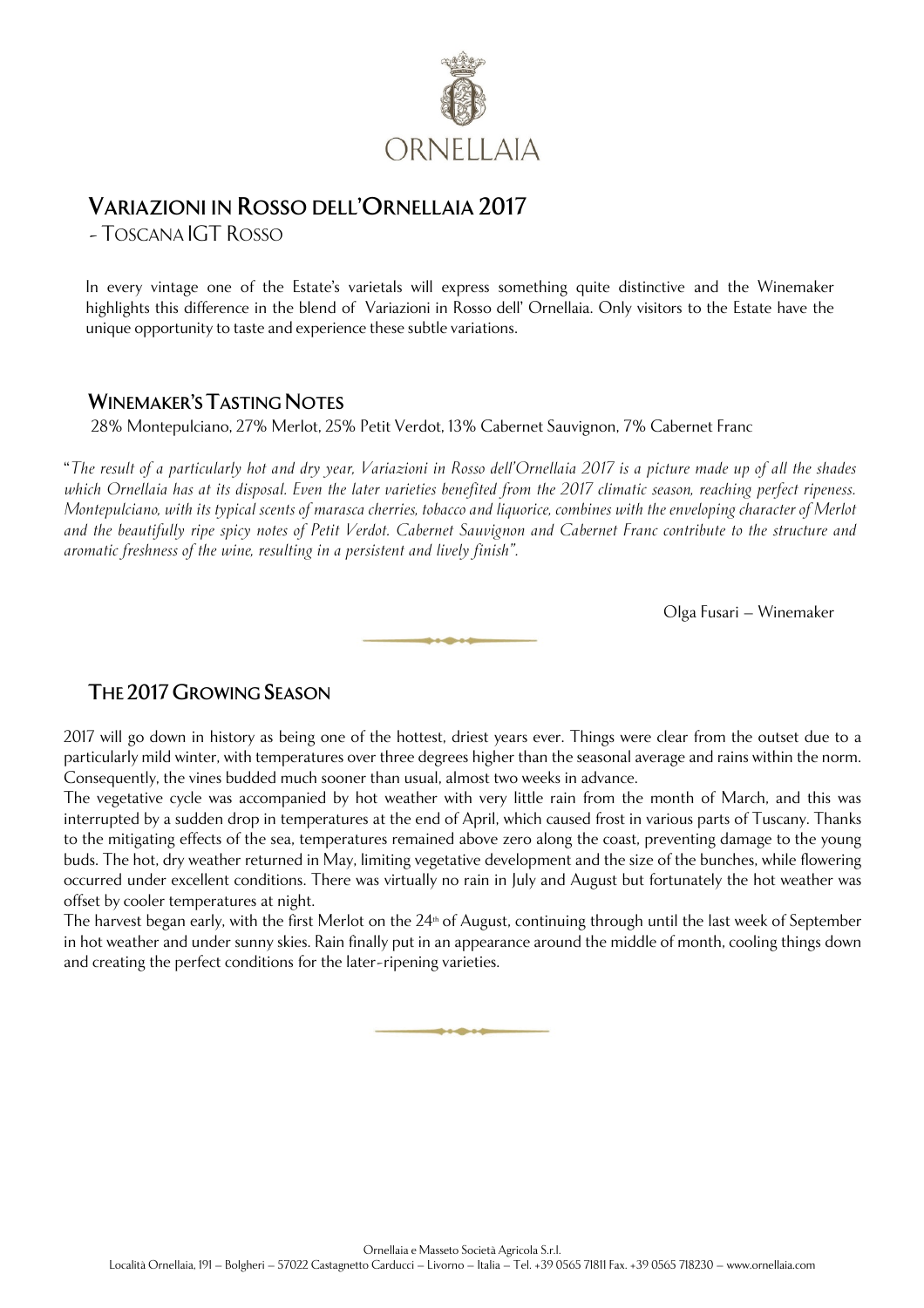ORNELLAIA

# VARIAZIONI IN ROSSO DELL'ORNELLAIA 2017

- TOSCANA IGT ROSSO

In every vintage one of the Estate's varietals will express something quite distinctive and the Winemaker highlights this difference in the blend of Variazioni in Rosso dell' Ornellaia. Only visitors to the Estate have the unique opportunity to taste and experience these subtle variations.

## WINEMAKER'S TASTING NOTES

28% Montepulciano, 27% Merlot, 25% Petit Verdot, 13% Cabernet Sauvignon, 7% Cabernet Franc

"*The result of a particularly hot and dry year, Variazioni in Rosso dell'Ornellaia 2017 is a picture made up of all the shades which Ornellaia has at its disposal. Even the later varieties benefited from the 2017 climatic season, reaching perfect ripeness. Montepulciano, with its typical scents of marasca cherries, tobacco and liquorice, combines with the enveloping character of Merlot and the beautifully ripe spicy notes of Petit Verdot. Cabernet Sauvignon and Cabernet Franc contribute to the structure and aromatic freshness of the wine, resulting in a persistent and lively finish*".

Olga Fusari – Winemaker

## THE 2017 GROWING SEASON

2017 will go down in history as being one of the hottest, driest years ever. Things were clear from the outset due to a particularly mild winter, with temperatures over three degrees higher than the seasonal average and rains within the norm. Consequently, the vines budded much sooner than usual, almost two weeks in advance.

The vegetative cycle was accompanied by hot weather with very little rain from the month of March, and this was interrupted by a sudden drop in temperatures at the end of April, which caused frost in various parts of Tuscany. Thanks to the mitigating effects of the sea, temperatures remained above zero along the coast, preventing damage to the young buds. The hot, dry weather returned in May, limiting vegetative development and the size of the bunches, while flowering occurred under excellent conditions. There was virtually no rain in July and August but fortunately the hot weather was offset by cooler temperatures at night.

The harvest began early, with the first Merlot on the 24th of August, continuing through until the last week of September in hot weather and under sunny skies. Rain finally put in an appearance around the middle of month, cooling things down and creating the perfect conditions for the later-ripening varieties.

Ornellaia e Masseto Società Agricola S.r.l.
Località Ornellaia, 191 – Bolgheri – 57022 Castagneto Carducci – Livorno – Italia – Tel. +39 0565 71811 Fax. +39 0565 718230 – www.ornellaia.com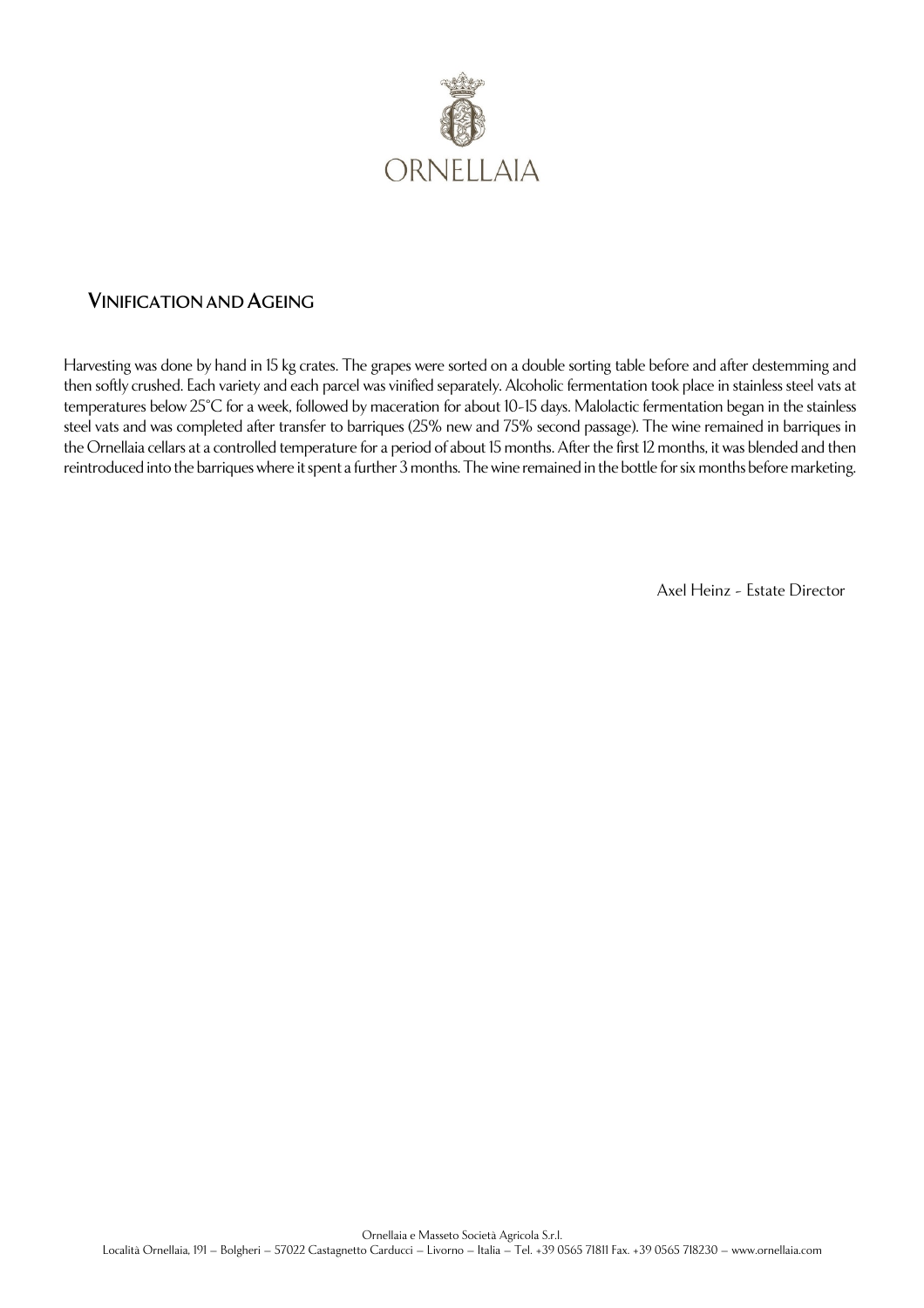ORNELLAIA

## Vinification and Ageing

Harvesting was done by hand in 15 kg crates. The grapes were sorted on a double sorting table before and after destemming and then softly crushed. Each variety and each parcel was vinified separately. Alcoholic fermentation took place in stainless steel vats at temperatures below 25°C for a week, followed by maceration for about 10-15 days. Malolactic fermentation began in the stainless steel vats and was completed after transfer to barriques (25% new and 75% second passage). The wine remained in barriques in the Ornellaia cellars at a controlled temperature for a period of about 15 months. After the first 12 months, it was blended and then reintroduced into the barriques where it spent a further 3 months. The wine remained in the bottle for six months before marketing.

Axel Heinz - Estate Director

Ornellaia e Masseto Società Agricola S.r.l.
Località Ornellaia, 191 – Bolgheri – 57022 Castagnetto Carducci – Livorno – Italia – Tel. +39 0565 71811 Fax. +39 0565 718230 – www.ornellaia.com